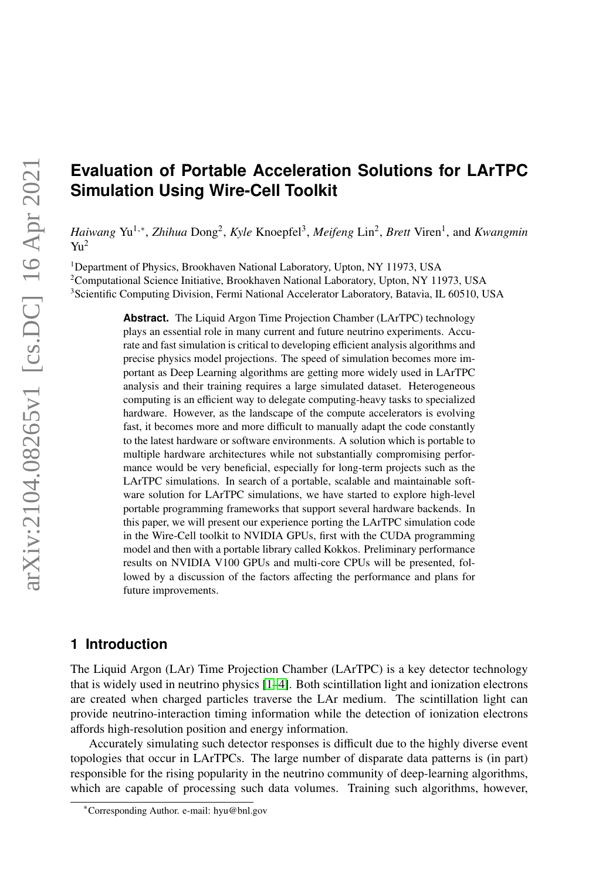# Evaluation of Portable Acceleration Solutions for LArTPC Simulation Using Wire-Cell Toolkit

*Haiwang* Yu[1,*], *Zhihua* Dong[2], *Kyle* Knoepfel[3], *Meifeng* Lin[2], *Brett* Viren[1], and *Kwangmin* Yu[2]

[1]Department of Physics, Brookhaven National Laboratory, Upton, NY 11973, USA
[2]Computational Science Initiative, Brookhaven National Laboratory, Upton, NY 11973, USA
[3]Scientific Computing Division, Fermi National Accelerator Laboratory, Batavia, IL 60510, USA

**Abstract.** The Liquid Argon Time Projection Chamber (LArTPC) technology plays an essential role in many current and future neutrino experiments. Accurate and fast simulation is critical to developing efficient analysis algorithms and precise physics model projections. The speed of simulation becomes more important as Deep Learning algorithms are getting more widely used in LArTPC analysis and their training requires a large simulated dataset. Heterogeneous computing is an efficient way to delegate computing-heavy tasks to specialized hardware. However, as the landscape of the compute accelerators is evolving fast, it becomes more and more difficult to manually adapt the code constantly to the latest hardware or software environments. A solution which is portable to multiple hardware architectures while not substantially compromising performance would be very beneficial, especially for long-term projects such as the LArTPC simulations. In search of a portable, scalable and maintainable software solution for LArTPC simulations, we have started to explore high-level portable programming frameworks that support several hardware backends. In this paper, we will present our experience porting the LArTPC simulation code in the Wire-Cell toolkit to NVIDIA GPUs, first with the CUDA programming model and then with a portable library called Kokkos. Preliminary performance results on NVIDIA V100 GPUs and multi-core CPUs will be presented, followed by a discussion of the factors affecting the performance and plans for future improvements.

## 1 Introduction

The Liquid Argon (LAr) Time Projection Chamber (LArTPC) is a key detector technology that is widely used in neutrino physics [1–4]. Both scintillation light and ionization electrons are created when charged particles traverse the LAr medium. The scintillation light can provide neutrino-interaction timing information while the detection of ionization electrons affords high-resolution position and energy information.

Accurately simulating such detector responses is difficult due to the highly diverse event topologies that occur in LArTPCs. The large number of disparate data patterns is (in part) responsible for the rising popularity in the neutrino community of deep-learning algorithms, which are capable of processing such data volumes. Training such algorithms, however,

*Corresponding Author. e-mail: hyu@bnl.gov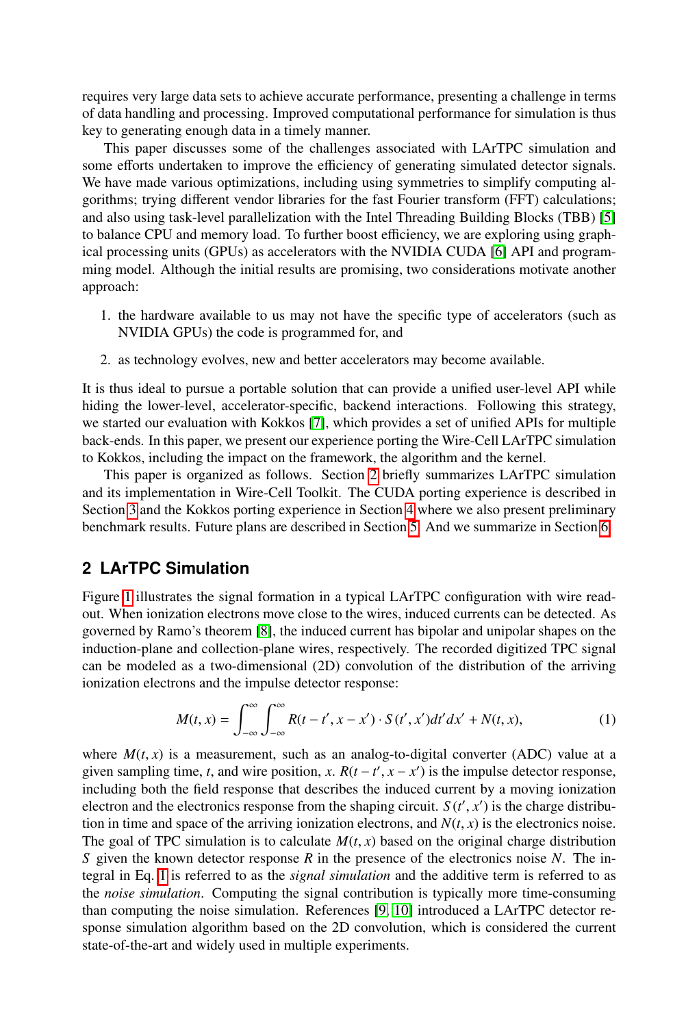requires very large data sets to achieve accurate performance, presenting a challenge in terms of data handling and processing. Improved computational performance for simulation is thus key to generating enough data in a timely manner.

This paper discusses some of the challenges associated with LArTPC simulation and some efforts undertaken to improve the efficiency of generating simulated detector signals. We have made various optimizations, including using symmetries to simplify computing algorithms; trying different vendor libraries for the fast Fourier transform (FFT) calculations; and also using task-level parallelization with the Intel Threading Building Blocks (TBB) [5] to balance CPU and memory load. To further boost efficiency, we are exploring using graphical processing units (GPUs) as accelerators with the NVIDIA CUDA [6] API and programming model. Although the initial results are promising, two considerations motivate another approach:

1. the hardware available to us may not have the specific type of accelerators (such as NVIDIA GPUs) the code is programmed for, and
2. as technology evolves, new and better accelerators may become available.

It is thus ideal to pursue a portable solution that can provide a unified user-level API while hiding the lower-level, accelerator-specific, backend interactions. Following this strategy, we started our evaluation with Kokkos [7], which provides a set of unified APIs for multiple back-ends. In this paper, we present our experience porting the Wire-Cell LArTPC simulation to Kokkos, including the impact on the framework, the algorithm and the kernel.

This paper is organized as follows. Section 2 briefly summarizes LArTPC simulation and its implementation in Wire-Cell Toolkit. The CUDA porting experience is described in Section 3 and the Kokkos porting experience in Section 4 where we also present preliminary benchmark results. Future plans are described in Section 5. And we summarize in Section 6.

## 2 LArTPC Simulation

Figure 1 illustrates the signal formation in a typical LArTPC configuration with wire readout. When ionization electrons move close to the wires, induced currents can be detected. As governed by Ramo's theorem [8], the induced current has bipolar and unipolar shapes on the induction-plane and collection-plane wires, respectively. The recorded digitized TPC signal can be modeled as a two-dimensional (2D) convolution of the distribution of the arriving ionization electrons and the impulse detector response:

$$M(t, x) = \int_{-\infty}^{\infty} \int_{-\infty}^{\infty} R(t - t', x - x') \cdot S(t', x') dt' dx' + N(t, x), \tag{1}$$

where $M(t, x)$ is a measurement, such as an analog-to-digital converter (ADC) value at a given sampling time, $t$, and wire position, $x$. $R(t - t', x - x')$ is the impulse detector response, including both the field response that describes the induced current by a moving ionization electron and the electronics response from the shaping circuit. $S(t', x')$ is the charge distribution in time and space of the arriving ionization electrons, and $N(t, x)$ is the electronics noise. The goal of TPC simulation is to calculate $M(t, x)$ based on the original charge distribution $S$ given the known detector response $R$ in the presence of the electronics noise $N$. The integral in Eq. 1 is referred to as the *signal simulation* and the additive term is referred to as the *noise simulation*. Computing the signal contribution is typically more time-consuming than computing the noise simulation. References [9, 10] introduced a LArTPC detector response simulation algorithm based on the 2D convolution, which is considered the current state-of-the-art and widely used in multiple experiments.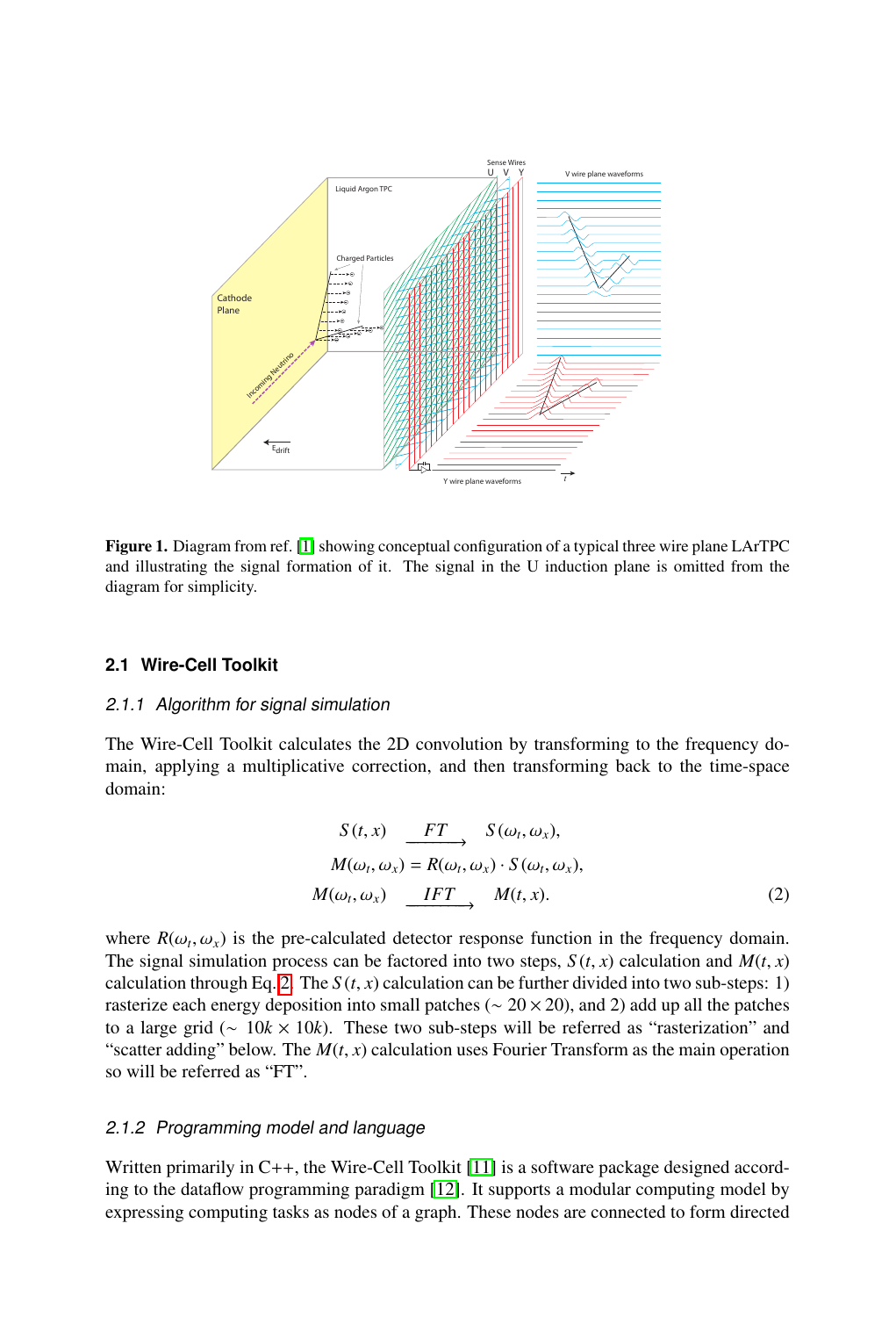**Figure 1.** Diagram from ref. [1] showing conceptual configuration of a typical three wire plane LArTPC and illustrating the signal formation of it. The signal in the U induction plane is omitted from the diagram for simplicity.

### 2.1 Wire-Cell Toolkit

#### 2.1.1 Algorithm for signal simulation

The Wire-Cell Toolkit calculates the 2D convolution by transforming to the frequency domain, applying a multiplicative correction, and then transforming back to the time-space domain:

$$
\begin{aligned}
S(t, x) &\xrightarrow{\ FT\ } S(\omega_t, \omega_x), \\
M(\omega_t, \omega_x) &= R(\omega_t, \omega_x) \cdot S(\omega_t, \omega_x), \\
M(\omega_t, \omega_x) &\xrightarrow{\ IFT\ } M(t, x).
\end{aligned}
\tag{2}
$$

where $R(\omega_t, \omega_x)$ is the pre-calculated detector response function in the frequency domain. The signal simulation process can be factored into two steps, $S(t, x)$ calculation and $M(t, x)$ calculation through Eq. 2. The $S(t, x)$ calculation can be further divided into two sub-steps: 1) rasterize each energy deposition into small patches ($\sim 20 \times 20$), and 2) add up all the patches to a large grid ($\sim 10k \times 10k$). These two sub-steps will be referred as "rasterization" and "scatter adding" below. The $M(t, x)$ calculation uses Fourier Transform as the main operation so will be referred as "FT".

#### 2.1.2 Programming model and language

Written primarily in C++, the Wire-Cell Toolkit [11] is a software package designed according to the dataflow programming paradigm [12]. It supports a modular computing model by expressing computing tasks as nodes of a graph. These nodes are connected to form directed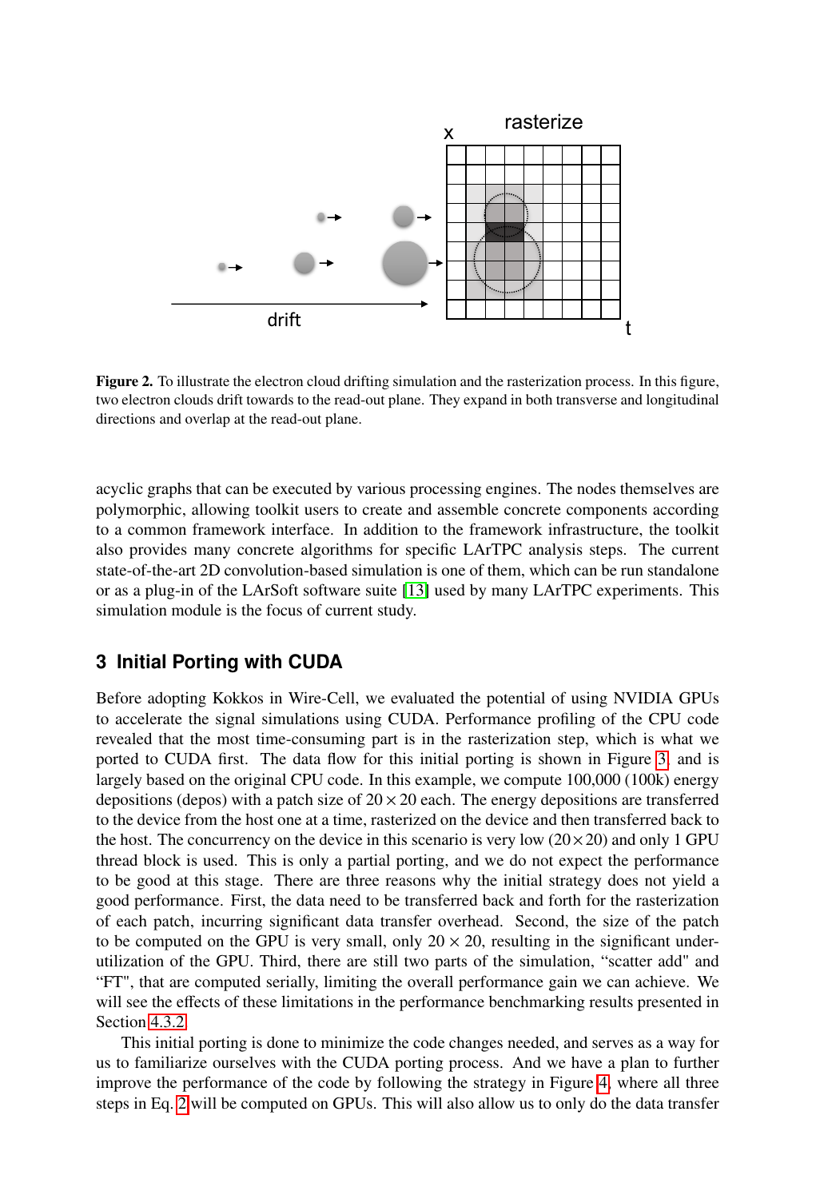Figure 2. To illustrate the electron cloud drifting simulation and the rasterization process. In this figure, two electron clouds drift towards to the read-out plane. They expand in both transverse and longitudinal directions and overlap at the read-out plane.

acyclic graphs that can be executed by various processing engines. The nodes themselves are polymorphic, allowing toolkit users to create and assemble concrete components according to a common framework interface. In addition to the framework infrastructure, the toolkit also provides many concrete algorithms for specific LArTPC analysis steps. The current state-of-the-art 2D convolution-based simulation is one of them, which can be run standalone or as a plug-in of the LArSoft software suite [13] used by many LArTPC experiments. This simulation module is the focus of current study.

## 3 Initial Porting with CUDA

Before adopting Kokkos in Wire-Cell, we evaluated the potential of using NVIDIA GPUs to accelerate the signal simulations using CUDA. Performance profiling of the CPU code revealed that the most time-consuming part is in the rasterization step, which is what we ported to CUDA first. The data flow for this initial porting is shown in Figure 3 and is largely based on the original CPU code. In this example, we compute 100,000 (100k) energy depositions (depos) with a patch size of $20 \times 20$ each. The energy depositions are transferred to the device from the host one at a time, rasterized on the device and then transferred back to the host. The concurrency on the device in this scenario is very low ($20 \times 20$) and only 1 GPU thread block is used. This is only a partial porting, and we do not expect the performance to be good at this stage. There are three reasons why the initial strategy does not yield a good performance. First, the data need to be transferred back and forth for the rasterization of each patch, incurring significant data transfer overhead. Second, the size of the patch to be computed on the GPU is very small, only $20 \times 20$, resulting in the significant under-utilization of the GPU. Third, there are still two parts of the simulation, "scatter add" and "FT", that are computed serially, limiting the overall performance gain we can achieve. We will see the effects of these limitations in the performance benchmarking results presented in Section 4.3.2.

This initial porting is done to minimize the code changes needed, and serves as a way for us to familiarize ourselves with the CUDA porting process. And we have a plan to further improve the performance of the code by following the strategy in Figure 4, where all three steps in Eq. 2 will be computed on GPUs. This will also allow us to only do the data transfer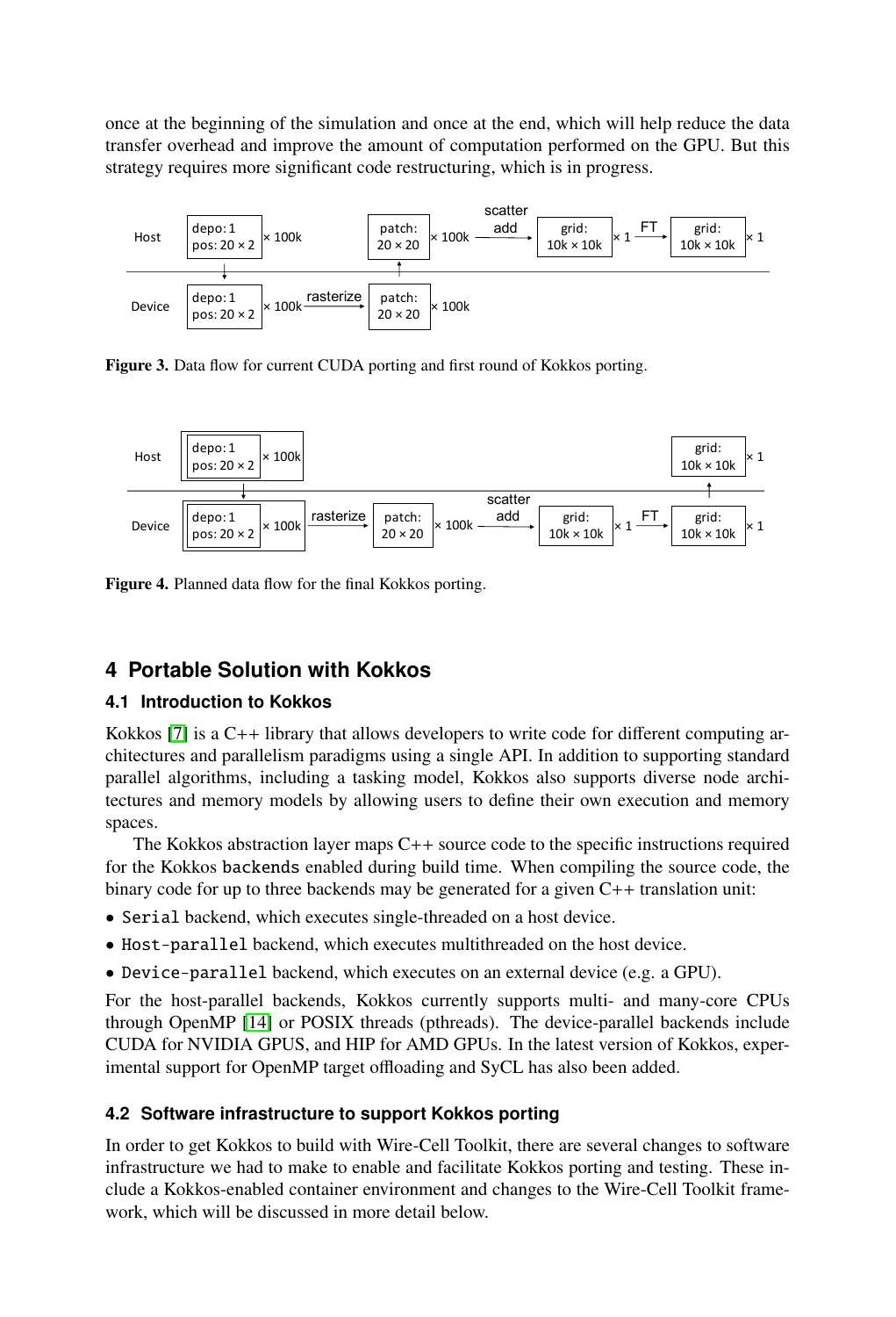once at the beginning of the simulation and once at the end, which will help reduce the data transfer overhead and improve the amount of computation performed on the GPU. But this strategy requires more significant code restructuring, which is in progress.

**Figure 3.** Data flow for current CUDA porting and first round of Kokkos porting.

**Figure 4.** Planned data flow for the final Kokkos porting.

## 4 Portable Solution with Kokkos

### 4.1 Introduction to Kokkos

Kokkos [7] is a C++ library that allows developers to write code for different computing architectures and parallelism paradigms using a single API. In addition to supporting standard parallel algorithms, including a tasking model, Kokkos also supports diverse node architectures and memory models by allowing users to define their own execution and memory spaces.

The Kokkos abstraction layer maps C++ source code to the specific instructions required for the Kokkos `backends` enabled during build time. When compiling the source code, the binary code for up to three backends may be generated for a given C++ translation unit:

- `Serial` backend, which executes single-threaded on a host device.
- `Host-parallel` backend, which executes multithreaded on the host device.
- `Device-parallel` backend, which executes on an external device (e.g. a GPU).

For the host-parallel backends, Kokkos currently supports multi- and many-core CPUs through OpenMP [14] or POSIX threads (pthreads). The device-parallel backends include CUDA for NVIDIA GPUS, and HIP for AMD GPUs. In the latest version of Kokkos, experimental support for OpenMP target offloading and SyCL has also been added.

### 4.2 Software infrastructure to support Kokkos porting

In order to get Kokkos to build with Wire-Cell Toolkit, there are several changes to software infrastructure we had to make to enable and facilitate Kokkos porting and testing. These include a Kokkos-enabled container environment and changes to the Wire-Cell Toolkit framework, which will be discussed in more detail below.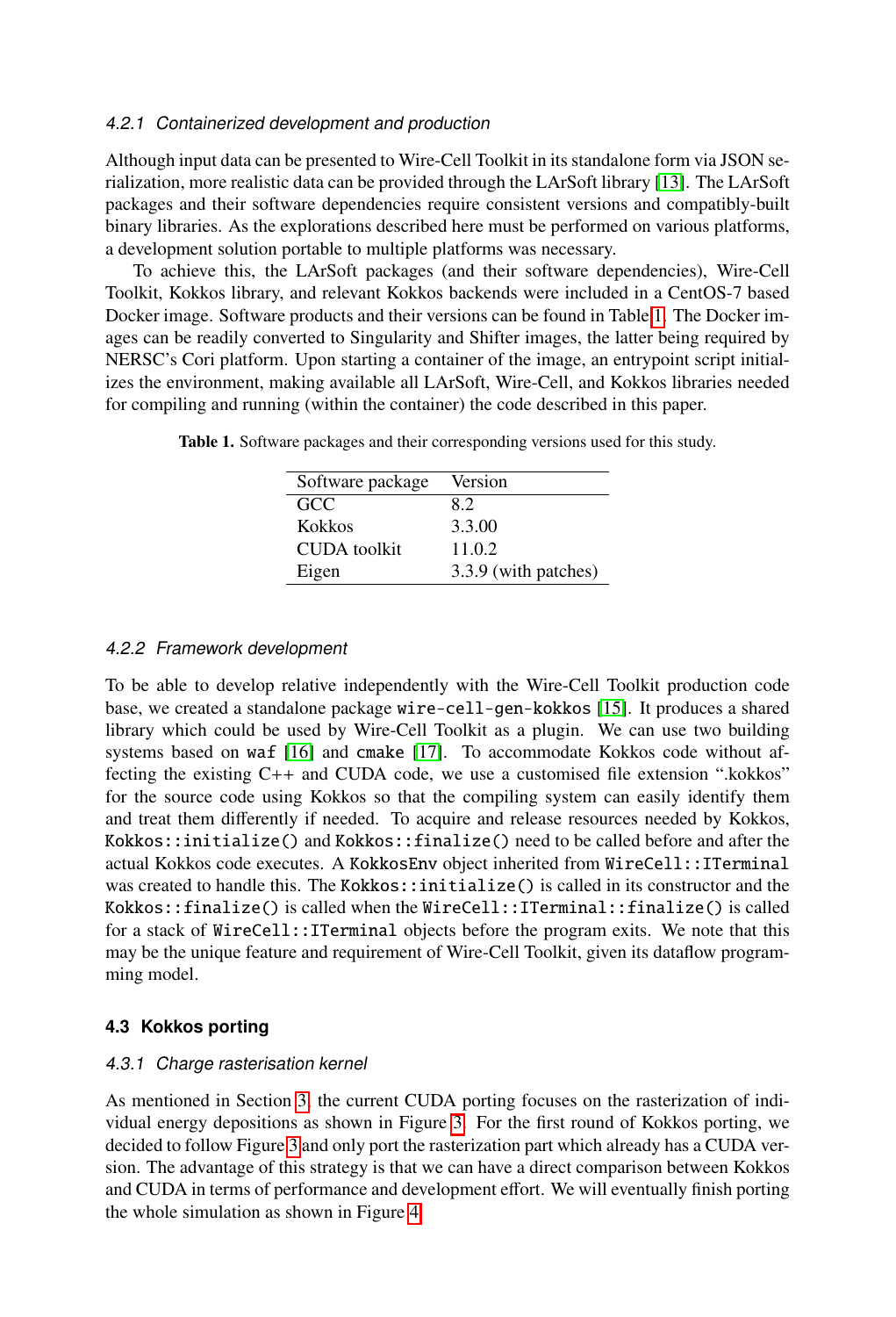#### 4.2.1 Containerized development and production

Although input data can be presented to Wire-Cell Toolkit in its standalone form via JSON serialization, more realistic data can be provided through the LArSoft library [13]. The LArSoft packages and their software dependencies require consistent versions and compatibly-built binary libraries. As the explorations described here must be performed on various platforms, a development solution portable to multiple platforms was necessary.

To achieve this, the LArSoft packages (and their software dependencies), Wire-Cell Toolkit, Kokkos library, and relevant Kokkos backends were included in a CentOS-7 based Docker image. Software products and their versions can be found in Table 1. The Docker images can be readily converted to Singularity and Shifter images, the latter being required by NERSC's Cori platform. Upon starting a container of the image, an entrypoint script initializes the environment, making available all LArSoft, Wire-Cell, and Kokkos libraries needed for compiling and running (within the container) the code described in this paper.

**Table 1.** Software packages and their corresponding versions used for this study.

| Software package | Version |
|---|---|
| GCC | 8.2 |
| Kokkos | 3.3.00 |
| CUDA toolkit | 11.0.2 |
| Eigen | 3.3.9 (with patches) |

#### 4.2.2 Framework development

To be able to develop relative independently with the Wire-Cell Toolkit production code base, we created a standalone package `wire-cell-gen-kokkos` [15]. It produces a shared library which could be used by Wire-Cell Toolkit as a plugin. We can use two building systems based on `waf` [16] and `cmake` [17]. To accommodate Kokkos code without affecting the existing C++ and CUDA code, we use a customised file extension ".kokkos" for the source code using Kokkos so that the compiling system can easily identify them and treat them differently if needed. To acquire and release resources needed by Kokkos, `Kokkos::initialize()` and `Kokkos::finalize()` need to be called before and after the actual Kokkos code executes. A `KokkosEnv` object inherited from `WireCell::ITerminal` was created to handle this. The `Kokkos::initialize()` is called in its constructor and the `Kokkos::finalize()` is called when the `WireCell::ITerminal::finalize()` is called for a stack of `WireCell::ITerminal` objects before the program exits. We note that this may be the unique feature and requirement of Wire-Cell Toolkit, given its dataflow programming model.

### 4.3 Kokkos porting

#### 4.3.1 Charge rasterisation kernel

As mentioned in Section 3, the current CUDA porting focuses on the rasterization of individual energy depositions as shown in Figure 3. For the first round of Kokkos porting, we decided to follow Figure 3 and only port the rasterization part which already has a CUDA version. The advantage of this strategy is that we can have a direct comparison between Kokkos and CUDA in terms of performance and development effort. We will eventually finish porting the whole simulation as shown in Figure 4.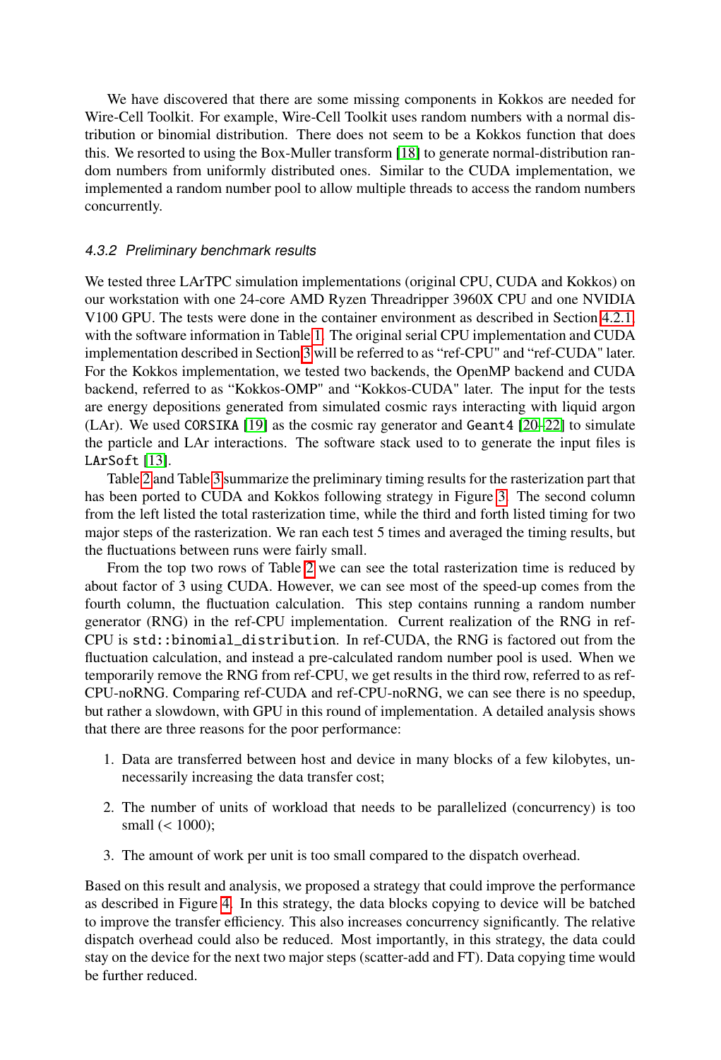We have discovered that there are some missing components in Kokkos are needed for Wire-Cell Toolkit. For example, Wire-Cell Toolkit uses random numbers with a normal distribution or binomial distribution. There does not seem to be a Kokkos function that does this. We resorted to using the Box-Muller transform [18] to generate normal-distribution random numbers from uniformly distributed ones. Similar to the CUDA implementation, we implemented a random number pool to allow multiple threads to access the random numbers concurrently.

#### *4.3.2 Preliminary benchmark results*

We tested three LArTPC simulation implementations (original CPU, CUDA and Kokkos) on our workstation with one 24-core AMD Ryzen Threadripper 3960X CPU and one NVIDIA V100 GPU. The tests were done in the container environment as described in Section 4.2.1, with the software information in Table 1. The original serial CPU implementation and CUDA implementation described in Section 3 will be referred to as "ref-CPU" and "ref-CUDA" later. For the Kokkos implementation, we tested two backends, the OpenMP backend and CUDA backend, referred to as "Kokkos-OMP" and "Kokkos-CUDA" later. The input for the tests are energy depositions generated from simulated cosmic rays interacting with liquid argon (LAr). We used `CORSIKA` [19] as the cosmic ray generator and `Geant4` [20–22] to simulate the particle and LAr interactions. The software stack used to to generate the input files is `LArSoft` [13].

Table 2 and Table 3 summarize the preliminary timing results for the rasterization part that has been ported to CUDA and Kokkos following strategy in Figure 3. The second column from the left listed the total rasterization time, while the third and forth listed timing for two major steps of the rasterization. We ran each test 5 times and averaged the timing results, but the fluctuations between runs were fairly small.

From the top two rows of Table 2 we can see the total rasterization time is reduced by about factor of 3 using CUDA. However, we can see most of the speed-up comes from the fourth column, the fluctuation calculation. This step contains running a random number generator (RNG) in the ref-CPU implementation. Current realization of the RNG in ref-CPU is `std::binomial_distribution`. In ref-CUDA, the RNG is factored out from the fluctuation calculation, and instead a pre-calculated random number pool is used. When we temporarily remove the RNG from ref-CPU, we get results in the third row, referred to as ref-CPU-noRNG. Comparing ref-CUDA and ref-CPU-noRNG, we can see there is no speedup, but rather a slowdown, with GPU in this round of implementation. A detailed analysis shows that there are three reasons for the poor performance:

1. Data are transferred between host and device in many blocks of a few kilobytes, unnecessarily increasing the data transfer cost;
2. The number of units of workload that needs to be parallelized (concurrency) is too small (< 1000);
3. The amount of work per unit is too small compared to the dispatch overhead.

Based on this result and analysis, we proposed a strategy that could improve the performance as described in Figure 4. In this strategy, the data blocks copying to device will be batched to improve the transfer efficiency. This also increases concurrency significantly. The relative dispatch overhead could also be reduced. Most importantly, in this strategy, the data could stay on the device for the next two major steps (scatter-add and FT). Data copying time would be further reduced.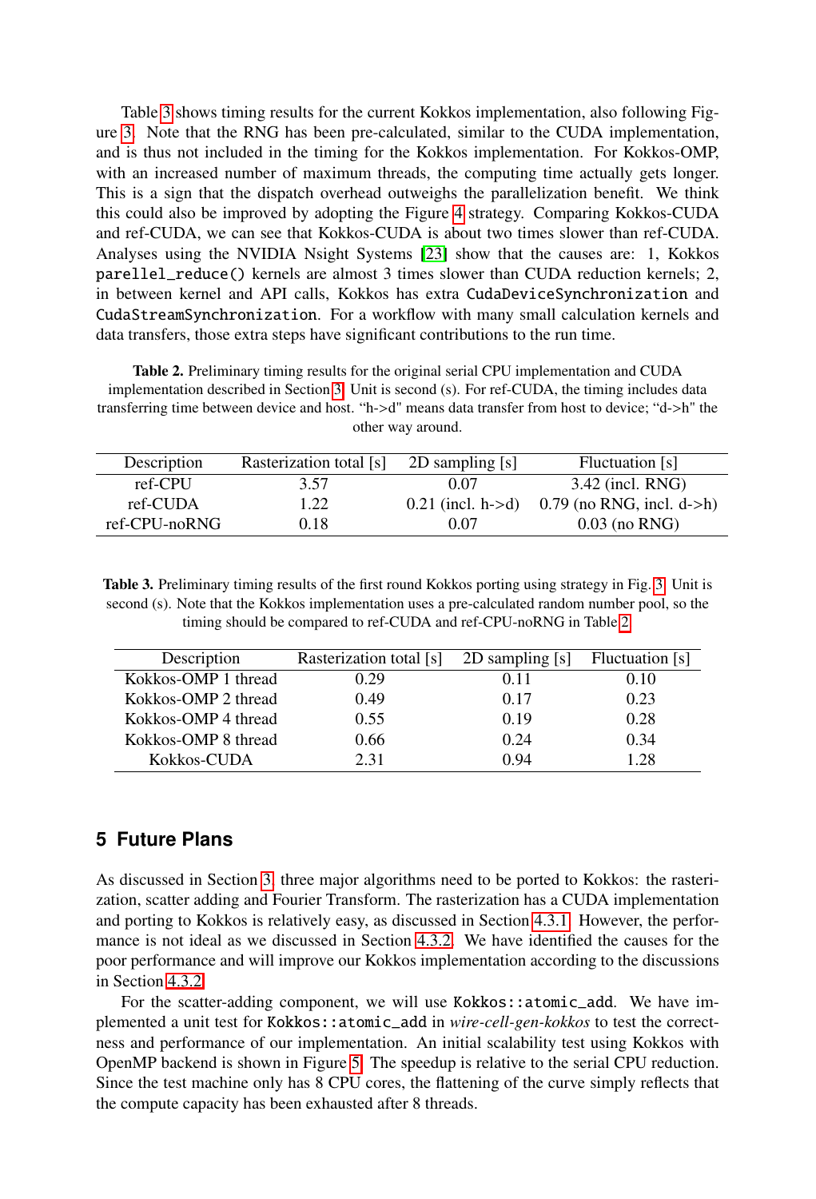Table 3 shows timing results for the current Kokkos implementation, also following Figure 3. Note that the RNG has been pre-calculated, similar to the CUDA implementation, and is thus not included in the timing for the Kokkos implementation. For Kokkos-OMP, with an increased number of maximum threads, the computing time actually gets longer. This is a sign that the dispatch overhead outweighs the parallelization benefit. We think this could also be improved by adopting the Figure 4 strategy. Comparing Kokkos-CUDA and ref-CUDA, we can see that Kokkos-CUDA is about two times slower than ref-CUDA. Analyses using the NVIDIA Nsight Systems [23] show that the causes are: 1, Kokkos `parellel_reduce()` kernels are almost 3 times slower than CUDA reduction kernels; 2, in between kernel and API calls, Kokkos has extra `CudaDeviceSynchronization` and `CudaStreamSynchronization`. For a workflow with many small calculation kernels and data transfers, those extra steps have significant contributions to the run time.

**Table 2.** Preliminary timing results for the original serial CPU implementation and CUDA implementation described in Section 3. Unit is second (s). For ref-CUDA, the timing includes data transferring time between device and host. "h->d" means data transfer from host to device; "d->h" the other way around.

| Description | Rasterization total [s] | 2D sampling [s] | Fluctuation [s] |
|---|---|---|---|
| ref-CPU | 3.57 | 0.07 | 3.42 (incl. RNG) |
| ref-CUDA | 1.22 | 0.21 (incl. h->d) | 0.79 (no RNG, incl. d->h) |
| ref-CPU-noRNG | 0.18 | 0.07 | 0.03 (no RNG) |

**Table 3.** Preliminary timing results of the first round Kokkos porting using strategy in Fig. 3. Unit is second (s). Note that the Kokkos implementation uses a pre-calculated random number pool, so the timing should be compared to ref-CUDA and ref-CPU-noRNG in Table 2.

| Description | Rasterization total [s] | 2D sampling [s] | Fluctuation [s] |
|---|---|---|---|
| Kokkos-OMP 1 thread | 0.29 | 0.11 | 0.10 |
| Kokkos-OMP 2 thread | 0.49 | 0.17 | 0.23 |
| Kokkos-OMP 4 thread | 0.55 | 0.19 | 0.28 |
| Kokkos-OMP 8 thread | 0.66 | 0.24 | 0.34 |
| Kokkos-CUDA | 2.31 | 0.94 | 1.28 |

## 5 Future Plans

As discussed in Section 3, three major algorithms need to be ported to Kokkos: the rasterization, scatter adding and Fourier Transform. The rasterization has a CUDA implementation and porting to Kokkos is relatively easy, as discussed in Section 4.3.1. However, the performance is not ideal as we discussed in Section 4.3.2. We have identified the causes for the poor performance and will improve our Kokkos implementation according to the discussions in Section 4.3.2.

For the scatter-adding component, we will use `Kokkos::atomic_add`. We have implemented a unit test for `Kokkos::atomic_add` in *wire-cell-gen-kokkos* to test the correctness and performance of our implementation. An initial scalability test using Kokkos with OpenMP backend is shown in Figure 5. The speedup is relative to the serial CPU reduction. Since the test machine only has 8 CPU cores, the flattening of the curve simply reflects that the compute capacity has been exhausted after 8 threads.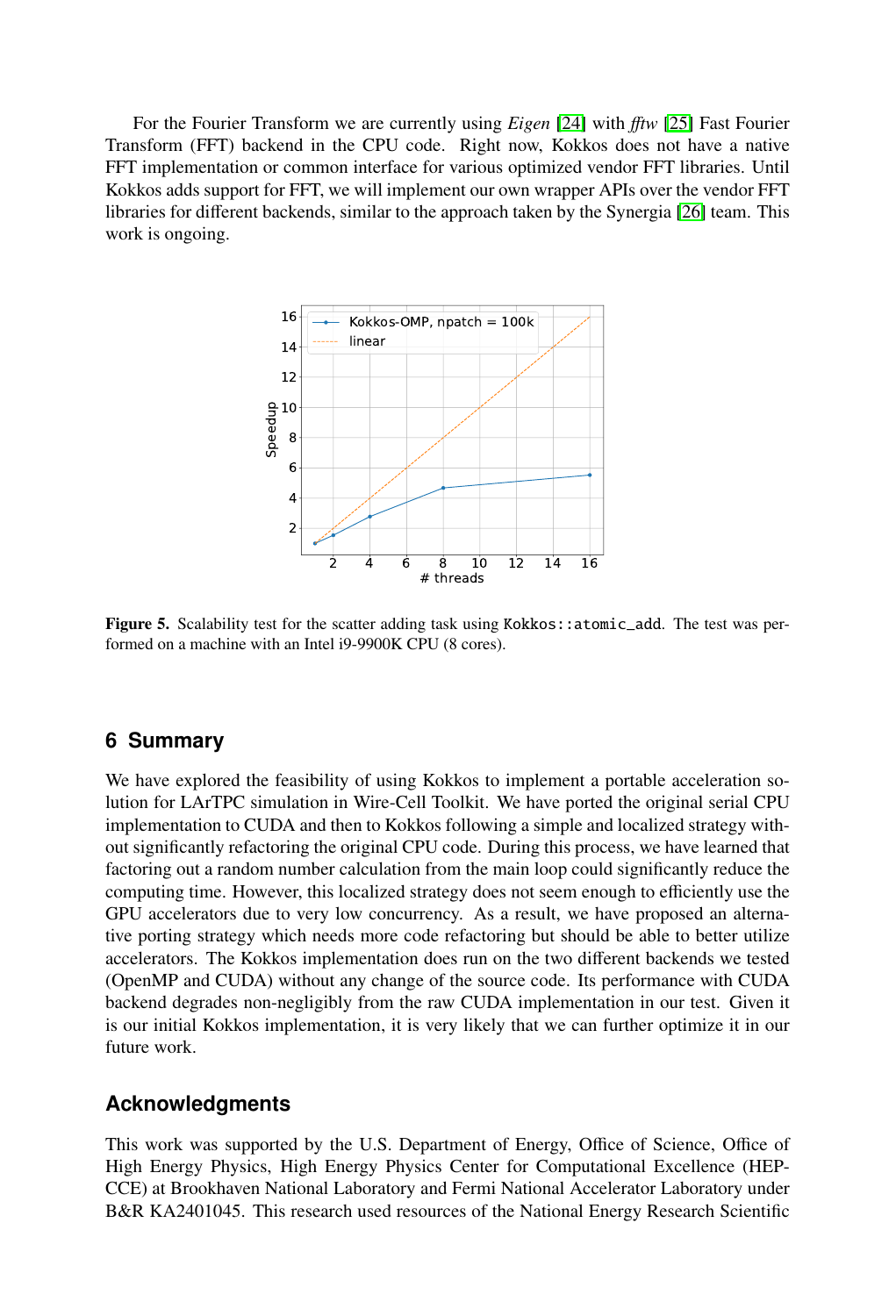For the Fourier Transform we are currently using *Eigen* [24] with *fftw* [25] Fast Fourier Transform (FFT) backend in the CPU code. Right now, Kokkos does not have a native FFT implementation or common interface for various optimized vendor FFT libraries. Until Kokkos adds support for FFT, we will implement our own wrapper APIs over the vendor FFT libraries for different backends, similar to the approach taken by the Synergia [26] team. This work is ongoing.

**Figure 5.** Scalability test for the scatter adding task using `Kokkos::atomic_add`. The test was performed on a machine with an Intel i9-9900K CPU (8 cores).

## 6 Summary

We have explored the feasibility of using Kokkos to implement a portable acceleration solution for LArTPC simulation in Wire-Cell Toolkit. We have ported the original serial CPU implementation to CUDA and then to Kokkos following a simple and localized strategy without significantly refactoring the original CPU code. During this process, we have learned that factoring out a random number calculation from the main loop could significantly reduce the computing time. However, this localized strategy does not seem enough to efficiently use the GPU accelerators due to very low concurrency. As a result, we have proposed an alternative porting strategy which needs more code refactoring but should be able to better utilize accelerators. The Kokkos implementation does run on the two different backends we tested (OpenMP and CUDA) without any change of the source code. Its performance with CUDA backend degrades non-negligibly from the raw CUDA implementation in our test. Given it is our initial Kokkos implementation, it is very likely that we can further optimize it in our future work.

## Acknowledgments

This work was supported by the U.S. Department of Energy, Office of Science, Office of High Energy Physics, High Energy Physics Center for Computational Excellence (HEP-CCE) at Brookhaven National Laboratory and Fermi National Accelerator Laboratory under B&R KA2401045. This research used resources of the National Energy Research Scientific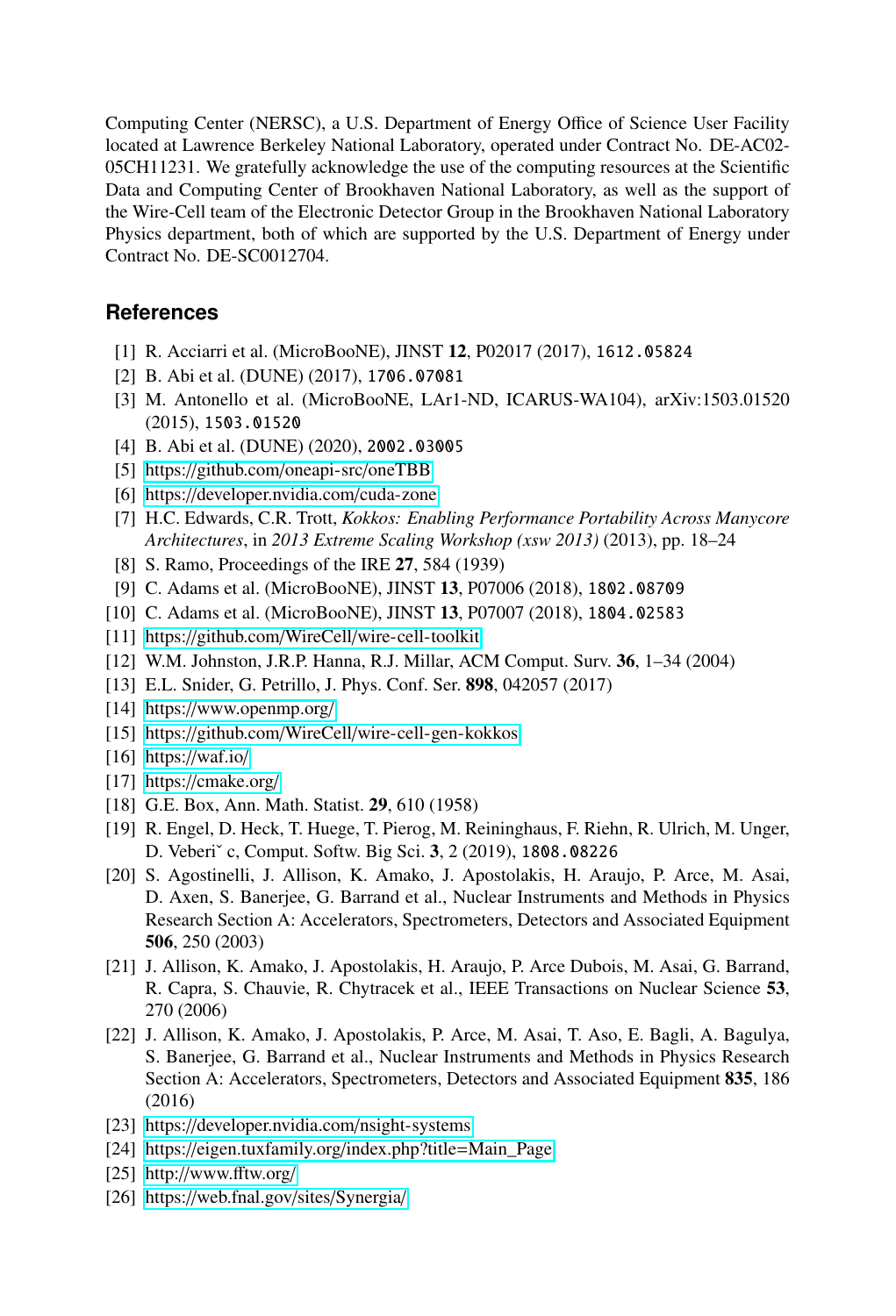Computing Center (NERSC), a U.S. Department of Energy Office of Science User Facility located at Lawrence Berkeley National Laboratory, operated under Contract No. DE-AC02-05CH11231. We gratefully acknowledge the use of the computing resources at the Scientific Data and Computing Center of Brookhaven National Laboratory, as well as the support of the Wire-Cell team of the Electronic Detector Group in the Brookhaven National Laboratory Physics department, both of which are supported by the U.S. Department of Energy under Contract No. DE-SC0012704.

## References

[1] R. Acciarri et al. (MicroBooNE), JINST **12**, P02017 (2017), 1612.05824

[2] B. Abi et al. (DUNE) (2017), 1706.07081

[3] M. Antonello et al. (MicroBooNE, LAr1-ND, ICARUS-WA104), arXiv:1503.01520 (2015), 1503.01520

[4] B. Abi et al. (DUNE) (2020), 2002.03005

[5] https://github.com/oneapi-src/oneTBB

[6] https://developer.nvidia.com/cuda-zone

[7] H.C. Edwards, C.R. Trott, *Kokkos: Enabling Performance Portability Across Manycore Architectures*, in *2013 Extreme Scaling Workshop (xsw 2013)* (2013), pp. 18–24

[8] S. Ramo, Proceedings of the IRE **27**, 584 (1939)

[9] C. Adams et al. (MicroBooNE), JINST **13**, P07006 (2018), 1802.08709

[10] C. Adams et al. (MicroBooNE), JINST **13**, P07007 (2018), 1804.02583

[11] https://github.com/WireCell/wire-cell-toolkit

[12] W.M. Johnston, J.R.P. Hanna, R.J. Millar, ACM Comput. Surv. **36**, 1–34 (2004)

[13] E.L. Snider, G. Petrillo, J. Phys. Conf. Ser. **898**, 042057 (2017)

[14] https://www.openmp.org/

[15] https://github.com/WireCell/wire-cell-gen-kokkos

[16] https://waf.io/

[17] https://cmake.org/

[18] G.E. Box, Ann. Math. Statist. **29**, 610 (1958)

[19] R. Engel, D. Heck, T. Huege, T. Pierog, M. Reininghaus, F. Riehn, R. Ulrich, M. Unger, D. Veberiˇ c, Comput. Softw. Big Sci. **3**, 2 (2019), 1808.08226

[20] S. Agostinelli, J. Allison, K. Amako, J. Apostolakis, H. Araujo, P. Arce, M. Asai, D. Axen, S. Banerjee, G. Barrand et al., Nuclear Instruments and Methods in Physics Research Section A: Accelerators, Spectrometers, Detectors and Associated Equipment **506**, 250 (2003)

[21] J. Allison, K. Amako, J. Apostolakis, H. Araujo, P. Arce Dubois, M. Asai, G. Barrand, R. Capra, S. Chauvie, R. Chytracek et al., IEEE Transactions on Nuclear Science **53**, 270 (2006)

[22] J. Allison, K. Amako, J. Apostolakis, P. Arce, M. Asai, T. Aso, E. Bagli, A. Bagulya, S. Banerjee, G. Barrand et al., Nuclear Instruments and Methods in Physics Research Section A: Accelerators, Spectrometers, Detectors and Associated Equipment **835**, 186 (2016)

[23] https://developer.nvidia.com/nsight-systems

[24] https://eigen.tuxfamily.org/index.php?title=Main_Page

[25] http://www.fftw.org/

[26] https://web.fnal.gov/sites/Synergia/